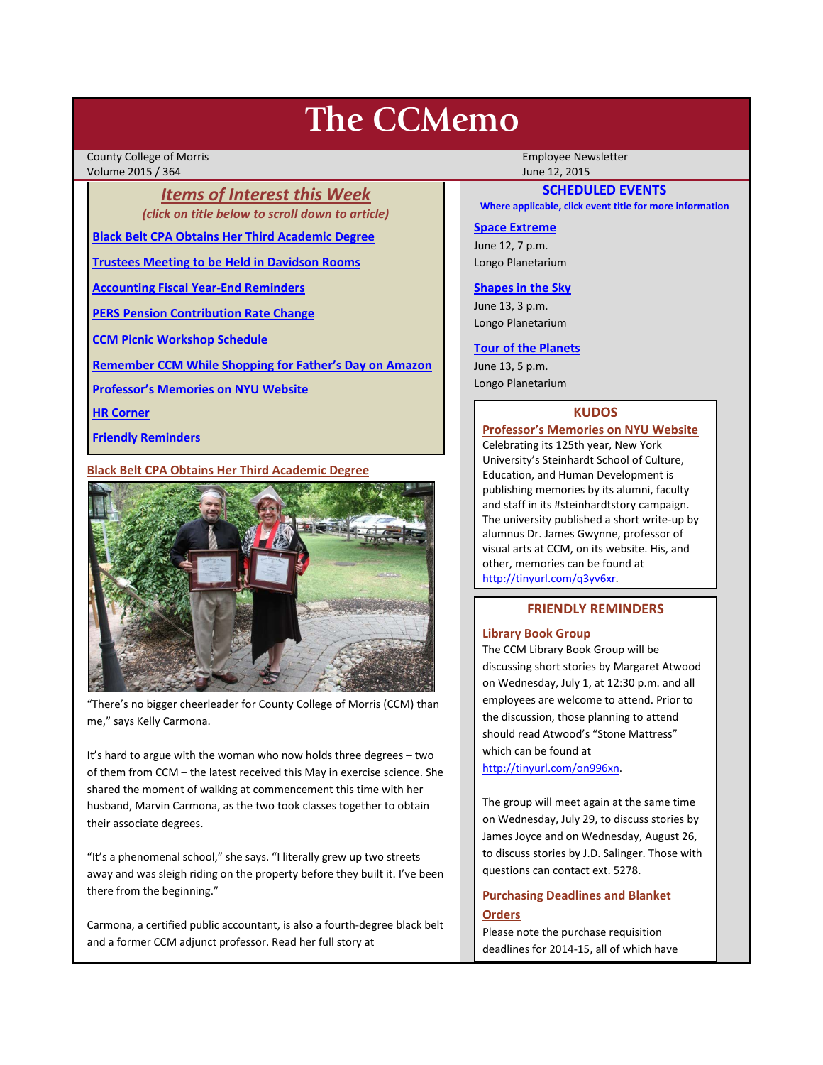# The CCMemo

County College of Morris
Volume 2015 / 364

Employee Newsletter
June 12, 2015

## *Items of Interest this Week*

*(click on title below to scroll down to article)*

- Black Belt CPA Obtains Her Third Academic Degree
- Trustees Meeting to be Held in Davidson Rooms
- Accounting Fiscal Year-End Reminders
- PERS Pension Contribution Rate Change
- CCM Picnic Workshop Schedule
- Remember CCM While Shopping for Father's Day on Amazon
- Professor's Memories on NYU Website
- HR Corner
- Friendly Reminders

## Black Belt CPA Obtains Her Third Academic Degree

"There's no bigger cheerleader for County College of Morris (CCM) than me," says Kelly Carmona.

It's hard to argue with the woman who now holds three degrees – two of them from CCM – the latest received this May in exercise science. She shared the moment of walking at commencement this time with her husband, Marvin Carmona, as the two took classes together to obtain their associate degrees.

"It's a phenomenal school," she says. "I literally grew up two streets away and was sleigh riding on the property before they built it. I've been there from the beginning."

Carmona, a certified public accountant, is also a fourth-degree black belt and a former CCM adjunct professor. Read her full story at

## SCHEDULED EVENTS

**Where applicable, click event title for more information**

**Space Extreme**
June 12, 7 p.m.
Longo Planetarium

**Shapes in the Sky**
June 13, 3 p.m.
Longo Planetarium

**Tour of the Planets**
June 13, 5 p.m.
Longo Planetarium

## KUDOS

### Professor's Memories on NYU Website

Celebrating its 125th year, New York University's Steinhardt School of Culture, Education, and Human Development is publishing memories by its alumni, faculty and staff in its #steinhardtstory campaign. The university published a short write-up by alumnus Dr. James Gwynne, professor of visual arts at CCM, on its website. His, and other, memories can be found at http://tinyurl.com/q3yv6xr.

## FRIENDLY REMINDERS

### Library Book Group

The CCM Library Book Group will be discussing short stories by Margaret Atwood on Wednesday, July 1, at 12:30 p.m. and all employees are welcome to attend. Prior to the discussion, those planning to attend should read Atwood's "Stone Mattress" which can be found at http://tinyurl.com/on996xn.

The group will meet again at the same time on Wednesday, July 29, to discuss stories by James Joyce and on Wednesday, August 26, to discuss stories by J.D. Salinger. Those with questions can contact ext. 5278.

### Purchasing Deadlines and Blanket Orders

Please note the purchase requisition deadlines for 2014-15, all of which have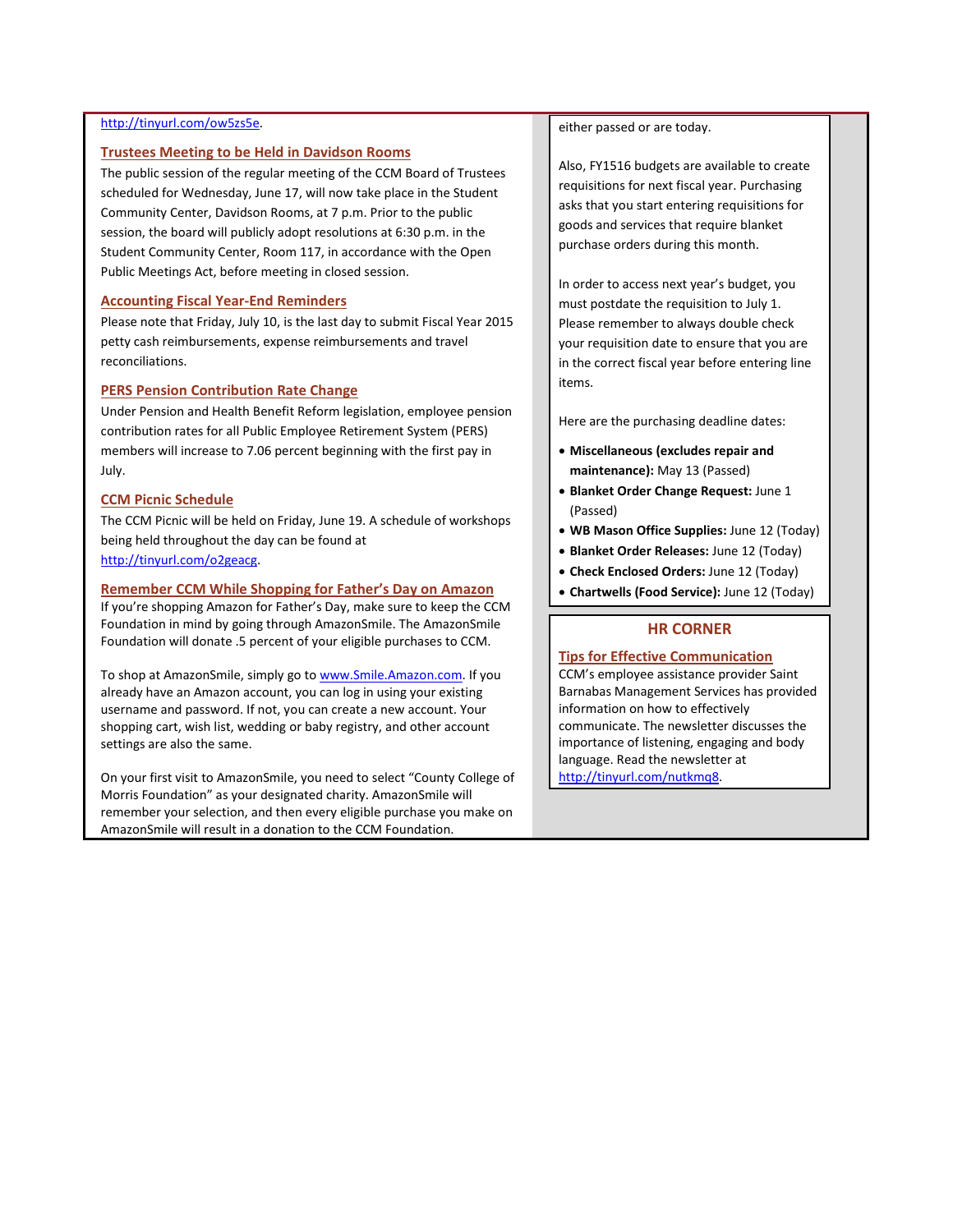http://tinyurl.com/ow5zs5e.

### Trustees Meeting to be Held in Davidson Rooms

The public session of the regular meeting of the CCM Board of Trustees scheduled for Wednesday, June 17, will now take place in the Student Community Center, Davidson Rooms, at 7 p.m. Prior to the public session, the board will publicly adopt resolutions at 6:30 p.m. in the Student Community Center, Room 117, in accordance with the Open Public Meetings Act, before meeting in closed session.

### Accounting Fiscal Year-End Reminders

Please note that Friday, July 10, is the last day to submit Fiscal Year 2015 petty cash reimbursements, expense reimbursements and travel reconciliations.

### PERS Pension Contribution Rate Change

Under Pension and Health Benefit Reform legislation, employee pension contribution rates for all Public Employee Retirement System (PERS) members will increase to 7.06 percent beginning with the first pay in July.

### CCM Picnic Schedule

The CCM Picnic will be held on Friday, June 19. A schedule of workshops being held throughout the day can be found at http://tinyurl.com/o2geacg.

### Remember CCM While Shopping for Father's Day on Amazon

If you're shopping Amazon for Father's Day, make sure to keep the CCM Foundation in mind by going through AmazonSmile. The AmazonSmile Foundation will donate .5 percent of your eligible purchases to CCM.

To shop at AmazonSmile, simply go to www.Smile.Amazon.com. If you already have an Amazon account, you can log in using your existing username and password. If not, you can create a new account. Your shopping cart, wish list, wedding or baby registry, and other account settings are also the same.

On your first visit to AmazonSmile, you need to select "County College of Morris Foundation" as your designated charity. AmazonSmile will remember your selection, and then every eligible purchase you make on AmazonSmile will result in a donation to the CCM Foundation.

either passed or are today.

Also, FY1516 budgets are available to create requisitions for next fiscal year. Purchasing asks that you start entering requisitions for goods and services that require blanket purchase orders during this month.

In order to access next year's budget, you must postdate the requisition to July 1. Please remember to always double check your requisition date to ensure that you are in the correct fiscal year before entering line items.

Here are the purchasing deadline dates:

- **Miscellaneous (excludes repair and maintenance):** May 13 (Passed)
- **Blanket Order Change Request:** June 1 (Passed)
- **WB Mason Office Supplies:** June 12 (Today)
- **Blanket Order Releases:** June 12 (Today)
- **Check Enclosed Orders:** June 12 (Today)
- **Chartwells (Food Service):** June 12 (Today)

## HR CORNER

### Tips for Effective Communication

CCM's employee assistance provider Saint Barnabas Management Services has provided information on how to effectively communicate. The newsletter discusses the importance of listening, engaging and body language. Read the newsletter at http://tinyurl.com/nutkmq8.